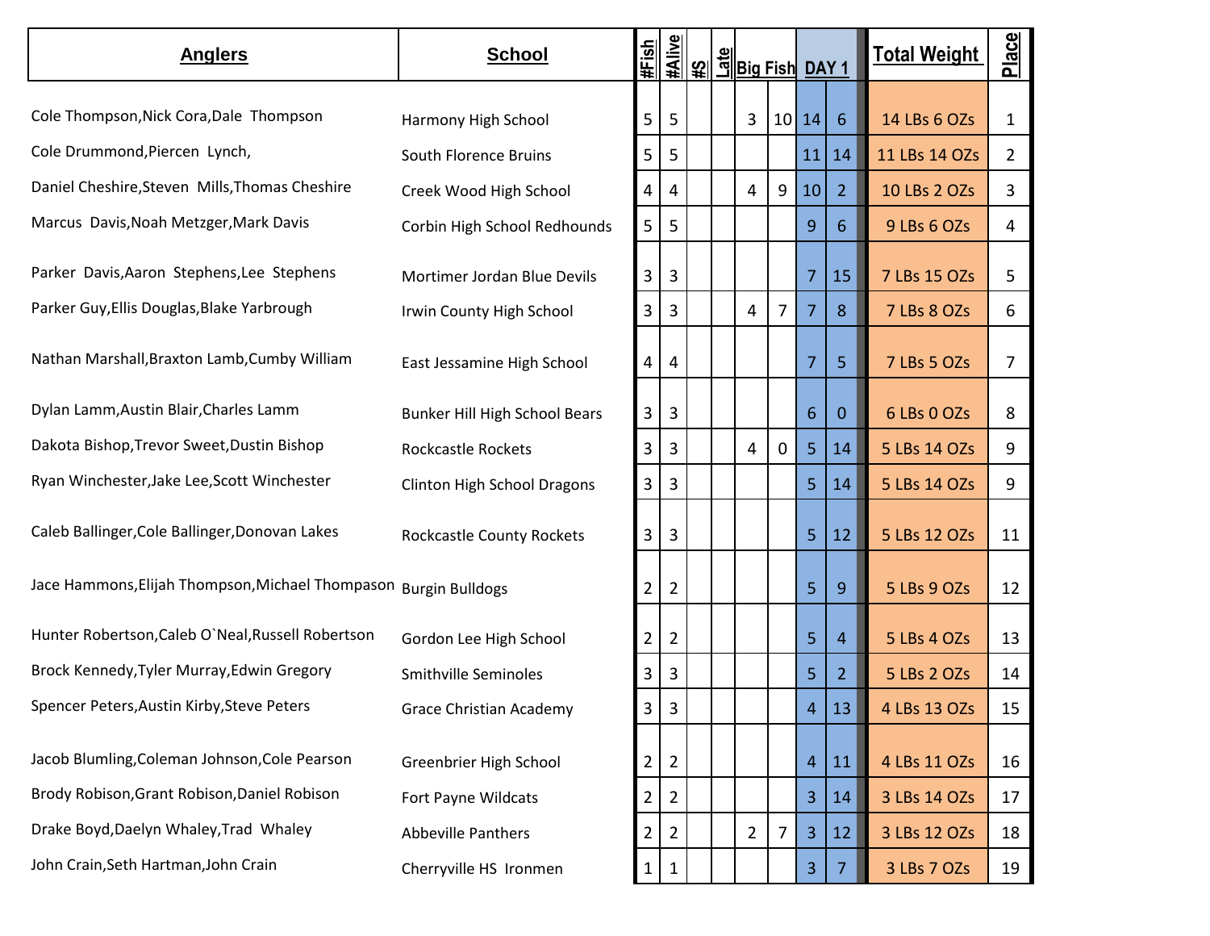| Anglers | School | #Fish | #Alive | #S | Late | Big Fish | | DAY 1 | | Total Weight | Place |
|---|---|---|---|---|---|---|---|---|---|---|---|
| Cole Thompson,Nick Cora,Dale Thompson | Harmony High School | 5 | 5 | | | 3 | 10 | 14 | 6 | 14 LBs 6 OZs | 1 |
| Cole Drummond,Piercen Lynch, | South Florence Bruins | 5 | 5 | | | | | 11 | 14 | 11 LBs 14 OZs | 2 |
| Daniel Cheshire,Steven Mills,Thomas Cheshire | Creek Wood High School | 4 | 4 | | | 4 | 9 | 10 | 2 | 10 LBs 2 OZs | 3 |
| Marcus Davis,Noah Metzger,Mark Davis | Corbin High School Redhounds | 5 | 5 | | | | | 9 | 6 | 9 LBs 6 OZs | 4 |
| Parker Davis,Aaron Stephens,Lee Stephens | Mortimer Jordan Blue Devils | 3 | 3 | | | | | 7 | 15 | 7 LBs 15 OZs | 5 |
| Parker Guy,Ellis Douglas,Blake Yarbrough | Irwin County High School | 3 | 3 | | | 4 | 7 | 7 | 8 | 7 LBs 8 OZs | 6 |
| Nathan Marshall,Braxton Lamb,Cumby William | East Jessamine High School | 4 | 4 | | | | | 7 | 5 | 7 LBs 5 OZs | 7 |
| Dylan Lamm,Austin Blair,Charles Lamm | Bunker Hill High School Bears | 3 | 3 | | | | | 6 | 0 | 6 LBs 0 OZs | 8 |
| Dakota Bishop,Trevor Sweet,Dustin Bishop | Rockcastle Rockets | 3 | 3 | | | 4 | 0 | 5 | 14 | 5 LBs 14 OZs | 9 |
| Ryan Winchester,Jake Lee,Scott Winchester | Clinton High School Dragons | 3 | 3 | | | | | 5 | 14 | 5 LBs 14 OZs | 9 |
| Caleb Ballinger,Cole Ballinger,Donovan Lakes | Rockcastle County Rockets | 3 | 3 | | | | | 5 | 12 | 5 LBs 12 OZs | 11 |
| Jace Hammons,Elijah Thompson,Michael Thompason | Burgin Bulldogs | 2 | 2 | | | | | 5 | 9 | 5 LBs 9 OZs | 12 |
| Hunter Robertson,Caleb O`Neal,Russell Robertson | Gordon Lee High School | 2 | 2 | | | | | 5 | 4 | 5 LBs 4 OZs | 13 |
| Brock Kennedy,Tyler Murray,Edwin Gregory | Smithville Seminoles | 3 | 3 | | | | | 5 | 2 | 5 LBs 2 OZs | 14 |
| Spencer Peters,Austin Kirby,Steve Peters | Grace Christian Academy | 3 | 3 | | | | | 4 | 13 | 4 LBs 13 OZs | 15 |
| Jacob Blumling,Coleman Johnson,Cole Pearson | Greenbrier High School | 2 | 2 | | | | | 4 | 11 | 4 LBs 11 OZs | 16 |
| Brody Robison,Grant Robison,Daniel Robison | Fort Payne Wildcats | 2 | 2 | | | | | 3 | 14 | 3 LBs 14 OZs | 17 |
| Drake Boyd,Daelyn Whaley,Trad Whaley | Abbeville Panthers | 2 | 2 | | | 2 | 7 | 3 | 12 | 3 LBs 12 OZs | 18 |
| John Crain,Seth Hartman,John Crain | Cherryville HS Ironmen | 1 | 1 | | | | | 3 | 7 | 3 LBs 7 OZs | 19 |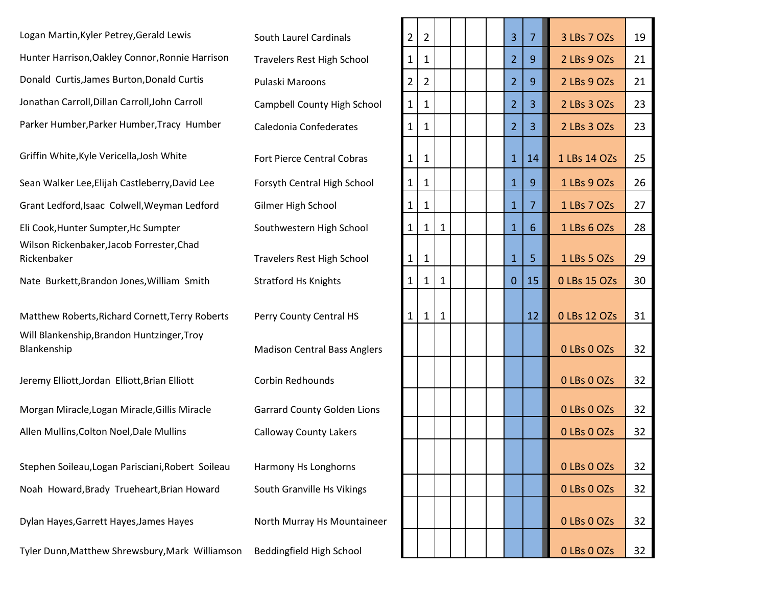| | | | | | | | | | | | |
|---|---|---|---|---|---|---|---|---|---|---|---|
| Logan Martin,Kyler Petrey,Gerald Lewis | South Laurel Cardinals | 2 | 2 | | | | | 3 | 7 | 3 LBs 7 OZs | 19 |
| Hunter Harrison,Oakley Connor,Ronnie Harrison | Travelers Rest High School | 1 | 1 | | | | | 2 | 9 | 2 LBs 9 OZs | 21 |
| Donald Curtis,James Burton,Donald Curtis | Pulaski Maroons | 2 | 2 | | | | | 2 | 9 | 2 LBs 9 OZs | 21 |
| Jonathan Carroll,Dillan Carroll,John Carroll | Campbell County High School | 1 | 1 | | | | | 2 | 3 | 2 LBs 3 OZs | 23 |
| Parker Humber,Parker Humber,Tracy Humber | Caledonia Confederates | 1 | 1 | | | | | 2 | 3 | 2 LBs 3 OZs | 23 |
| Griffin White,Kyle Vericella,Josh White | Fort Pierce Central Cobras | 1 | 1 | | | | | 1 | 14 | 1 LBs 14 OZs | 25 |
| Sean Walker Lee,Elijah Castleberry,David Lee | Forsyth Central High School | 1 | 1 | | | | | 1 | 9 | 1 LBs 9 OZs | 26 |
| Grant Ledford,Isaac Colwell,Weyman Ledford | Gilmer High School | 1 | 1 | | | | | 1 | 7 | 1 LBs 7 OZs | 27 |
| Eli Cook,Hunter Sumpter,Hc Sumpter | Southwestern High School | 1 | 1 | 1 | | | | 1 | 6 | 1 LBs 6 OZs | 28 |
| Wilson Rickenbaker,Jacob Forrester,Chad Rickenbaker | Travelers Rest High School | 1 | 1 | | | | | 1 | 5 | 1 LBs 5 OZs | 29 |
| Nate Burkett,Brandon Jones,William Smith | Stratford Hs Knights | 1 | 1 | 1 | | | | 0 | 15 | 0 LBs 15 OZs | 30 |
| Matthew Roberts,Richard Cornett,Terry Roberts | Perry County Central HS | 1 | 1 | 1 | | | | | 12 | 0 LBs 12 OZs | 31 |
| Will Blankenship,Brandon Huntzinger,Troy Blankenship | Madison Central Bass Anglers | | | | | | | | | 0 LBs 0 OZs | 32 |
| Jeremy Elliott,Jordan Elliott,Brian Elliott | Corbin Redhounds | | | | | | | | | 0 LBs 0 OZs | 32 |
| Morgan Miracle,Logan Miracle,Gillis Miracle | Garrard County Golden Lions | | | | | | | | | 0 LBs 0 OZs | 32 |
| Allen Mullins,Colton Noel,Dale Mullins | Calloway County Lakers | | | | | | | | | 0 LBs 0 OZs | 32 |
| Stephen Soileau,Logan Parisciani,Robert Soileau | Harmony Hs Longhorns | | | | | | | | | 0 LBs 0 OZs | 32 |
| Noah Howard,Brady Trueheart,Brian Howard | South Granville Hs Vikings | | | | | | | | | 0 LBs 0 OZs | 32 |
| Dylan Hayes,Garrett Hayes,James Hayes | North Murray Hs Mountaineer | | | | | | | | | 0 LBs 0 OZs | 32 |
| Tyler Dunn,Matthew Shrewsbury,Mark Williamson | Beddingfield High School | | | | | | | | | 0 LBs 0 OZs | 32 |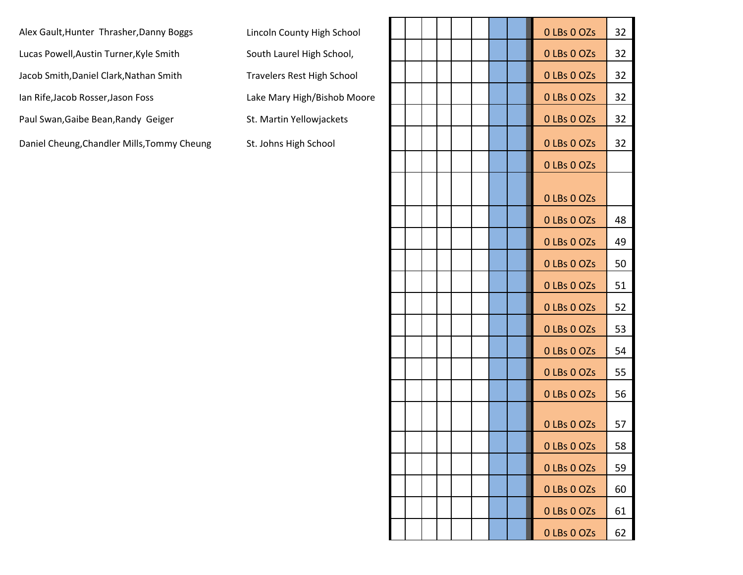| | | | | | | | | | | |
|---|---|---|---|---|---|---|---|---|---|---|
| Alex Gault,Hunter Thrasher,Danny Boggs | Lincoln County High School | | | | | | | | 0 LBs 0 OZs | 32 |
| Lucas Powell,Austin Turner,Kyle Smith | South Laurel High School, | | | | | | | | 0 LBs 0 OZs | 32 |
| Jacob Smith,Daniel Clark,Nathan Smith | Travelers Rest High School | | | | | | | | 0 LBs 0 OZs | 32 |
| Ian Rife,Jacob Rosser,Jason Foss | Lake Mary High/Bishob Moore | | | | | | | | 0 LBs 0 OZs | 32 |
| Paul Swan,Gaibe Bean,Randy Geiger | St. Martin Yellowjackets | | | | | | | | 0 LBs 0 OZs | 32 |
| Daniel Cheung,Chandler Mills,Tommy Cheung | St. Johns High School | | | | | | | | 0 LBs 0 OZs | 32 |
| | | | | | | | | | 0 LBs 0 OZs | |
| | | | | | | | | | 0 LBs 0 OZs | |
| | | | | | | | | | 0 LBs 0 OZs | 48 |
| | | | | | | | | | 0 LBs 0 OZs | 49 |
| | | | | | | | | | 0 LBs 0 OZs | 50 |
| | | | | | | | | | 0 LBs 0 OZs | 51 |
| | | | | | | | | | 0 LBs 0 OZs | 52 |
| | | | | | | | | | 0 LBs 0 OZs | 53 |
| | | | | | | | | | 0 LBs 0 OZs | 54 |
| | | | | | | | | | 0 LBs 0 OZs | 55 |
| | | | | | | | | | 0 LBs 0 OZs | 56 |
| | | | | | | | | | 0 LBs 0 OZs | 57 |
| | | | | | | | | | 0 LBs 0 OZs | 58 |
| | | | | | | | | | 0 LBs 0 OZs | 59 |
| | | | | | | | | | 0 LBs 0 OZs | 60 |
| | | | | | | | | | 0 LBs 0 OZs | 61 |
| | | | | | | | | | 0 LBs 0 OZs | 62 |